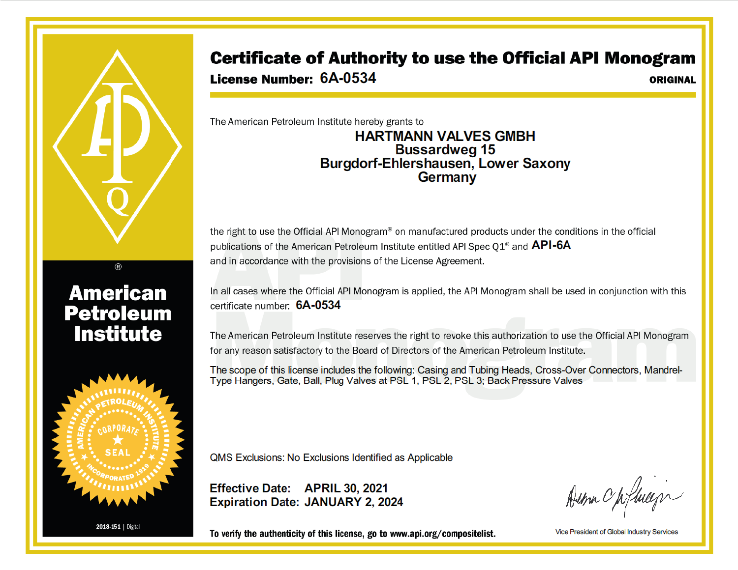# Certificate of Authority to use the Official API Monogram

**License Number:** **6A-0534** **ORIGINAL**

The American Petroleum Institute hereby grants to

**HARTMANN VALVES GMBH**
**Bussardweg 15**
**Burgdorf-Ehlershausen, Lower Saxony**
**Germany**

the right to use the Official API Monogram® on manufactured products under the conditions in the official publications of the American Petroleum Institute entitled API Spec Q1® and **API-6A** and in accordance with the provisions of the License Agreement.

In all cases where the Official API Monogram is applied, the API Monogram shall be used in conjunction with this certificate number: **6A-0534**

The American Petroleum Institute reserves the right to revoke this authorization to use the Official API Monogram for any reason satisfactory to the Board of Directors of the American Petroleum Institute.

The scope of this license includes the following: Casing and Tubing Heads, Cross-Over Connectors, Mandrel-Type Hangers, Gate, Ball, Plug Valves at PSL 1, PSL 2, PSL 3; Back Pressure Valves

QMS Exclusions: No Exclusions Identified as Applicable

**Effective Date: APRIL 30, 2021**
**Expiration Date: JANUARY 2, 2024**

**To verify the authenticity of this license, go to www.api.org/compositelist.**

Vice President of Global Industry Services

**American Petroleum Institute**

AMERICAN PETROLEUM INSTITUTE CORPORATE SEAL INCORPORATED 1919

2018-151 | Digital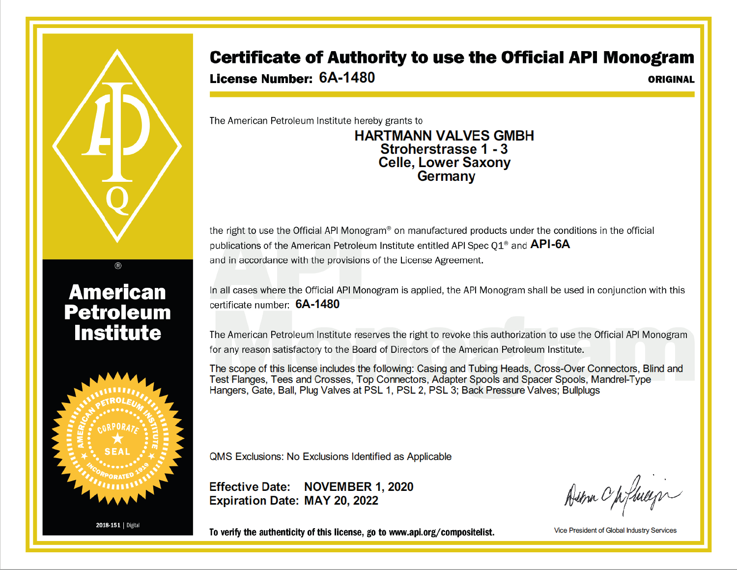# Certificate of Authority to use the Official API Monogram

**License Number: 6A-1480** **ORIGINAL**

The American Petroleum Institute hereby grants to

**HARTMANN VALVES GMBH**
**Stroherstrasse 1 - 3**
**Celle, Lower Saxony**
**Germany**

the right to use the Official API Monogram® on manufactured products under the conditions in the official publications of the American Petroleum Institute entitled API Spec Q1® and **API-6A** and in accordance with the provisions of the License Agreement.

In all cases where the Official API Monogram is applied, the API Monogram shall be used in conjunction with this certificate number: **6A-1480**

The American Petroleum Institute reserves the right to revoke this authorization to use the Official API Monogram for any reason satisfactory to the Board of Directors of the American Petroleum Institute.

The scope of this license includes the following: Casing and Tubing Heads, Cross-Over Connectors, Blind and Test Flanges, Tees and Crosses, Top Connectors, Adapter Spools and Spacer Spools, Mandrel-Type Hangers, Gate, Ball, Plug Valves at PSL 1, PSL 2, PSL 3; Back Pressure Valves; Bullplugs

QMS Exclusions: No Exclusions Identified as Applicable

**Effective Date: NOVEMBER 1, 2020**
**Expiration Date: MAY 20, 2022**

Vice President of Global Industry Services

**To verify the authenticity of this license, go to www.api.org/compositelist.**

American Petroleum Institute

AMERICAN PETROLEUM INSTITUTE CORPORATE SEAL INCORPORATED 1919

2018-151 | Digital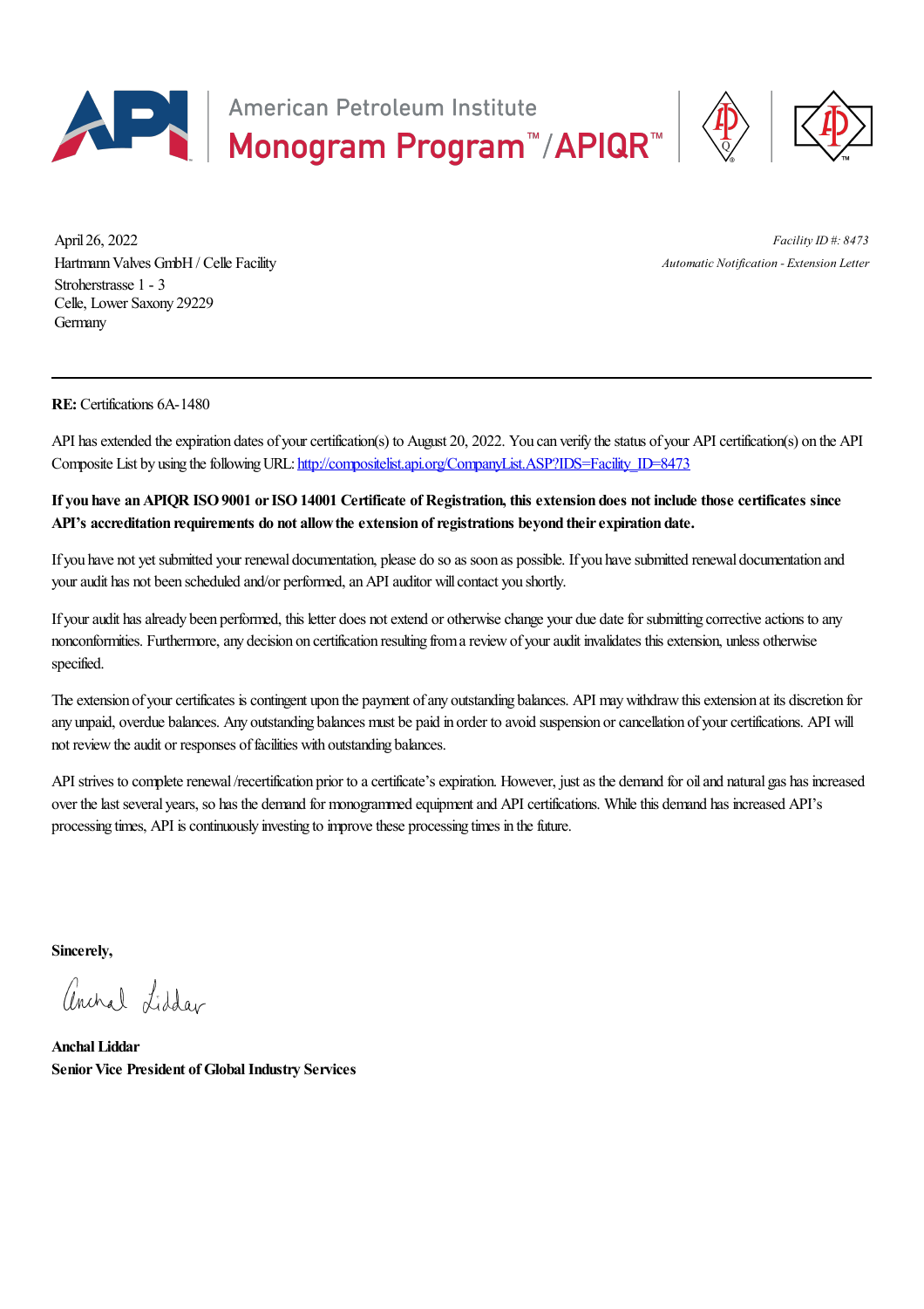American Petroleum Institute

Monogram Program™/APIQR™

April 26, 2022
Hartmann Valves GmbH / Celle Facility
Stroherstrasse 1 - 3
Celle, Lower Saxony 29229
Germany

*Facility ID #: 8473*
*Automatic Notification - Extension Letter*

---

**RE:** Certifications 6A-1480

API has extended the expiration dates of your certification(s) to August 20, 2022. You can verify the status of your API certification(s) on the API Composite List by using the following URL: [http://compositelist.api.org/CompanyList.ASP?IDS=Facility_ID=8473](http://compositelist.api.org/CompanyList.ASP?IDS=Facility_ID=8473)

**If you have an APIQR ISO 9001 or ISO 14001 Certificate of Registration, this extension does not include those certificates since API's accreditation requirements do not allow the extension of registrations beyond their expiration date.**

If you have not yet submitted your renewal documentation, please do so as soon as possible. If you have submitted renewal documentation and your audit has not been scheduled and/or performed, an API auditor will contact you shortly.

If your audit has already been performed, this letter does not extend or otherwise change your due date for submitting corrective actions to any nonconformities. Furthermore, any decision on certification resulting from a review of your audit invalidates this extension, unless otherwise specified.

The extension of your certificates is contingent upon the payment of any outstanding balances. API may withdraw this extension at its discretion for any unpaid, overdue balances. Any outstanding balances must be paid in order to avoid suspension or cancellation of your certifications. API will not review the audit or responses of facilities with outstanding balances.

API strives to complete renewal /recertification prior to a certificate's expiration. However, just as the demand for oil and natural gas has increased over the last several years, so has the demand for monogrammed equipment and API certifications. While this demand has increased API's processing times, API is continuously investing to improve these processing times in the future.

**Sincerely,**

Anchal Liddar

**Anchal Liddar**
**Senior Vice President of Global Industry Services**